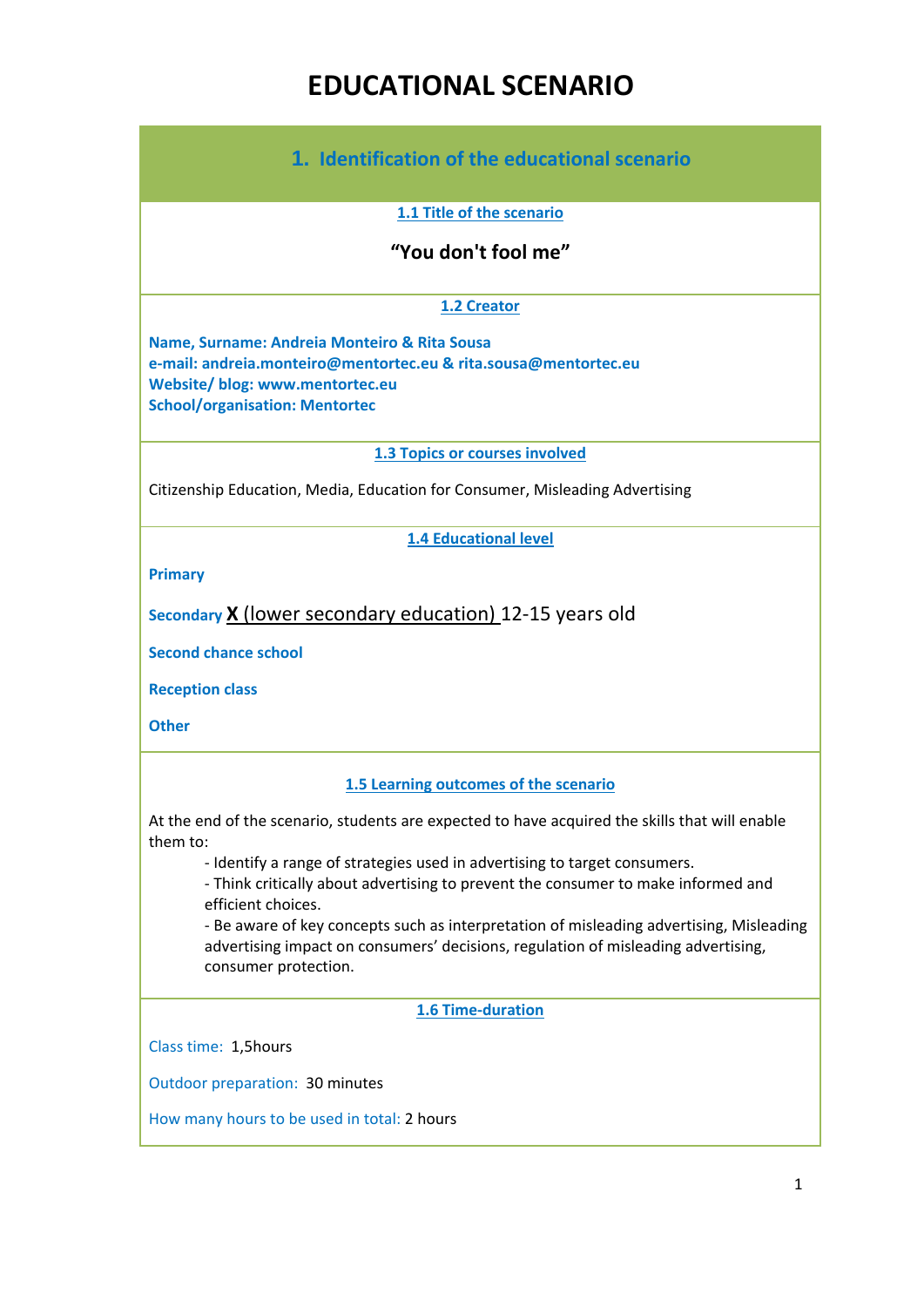# EDUCATIONAL SCENARIO

## 1. Identification of the educational scenario

### 1.1 Title of the scenario

**"You don't fool me"**

### 1.2 Creator

**Name, Surname: Andreia Monteiro & Rita Sousa**
**e-mail: andreia.monteiro@mentortec.eu & rita.sousa@mentortec.eu**
**Website/ blog: www.mentortec.eu**
**School/organisation: Mentortec**

### 1.3 Topics or courses involved

Citizenship Education, Media, Education for Consumer, Misleading Advertising

### 1.4 Educational level

**Primary**

**Secondary** **X** (lower secondary education) 12-15 years old

**Second chance school**

**Reception class**

**Other**

### 1.5 Learning outcomes of the scenario

At the end of the scenario, students are expected to have acquired the skills that will enable them to:

- Identify a range of strategies used in advertising to target consumers.
- Think critically about advertising to prevent the consumer to make informed and efficient choices.
- Be aware of key concepts such as interpretation of misleading advertising, Misleading advertising impact on consumers' decisions, regulation of misleading advertising, consumer protection.

### 1.6 Time-duration

Class time: 1,5hours

Outdoor preparation: 30 minutes

How many hours to be used in total: 2 hours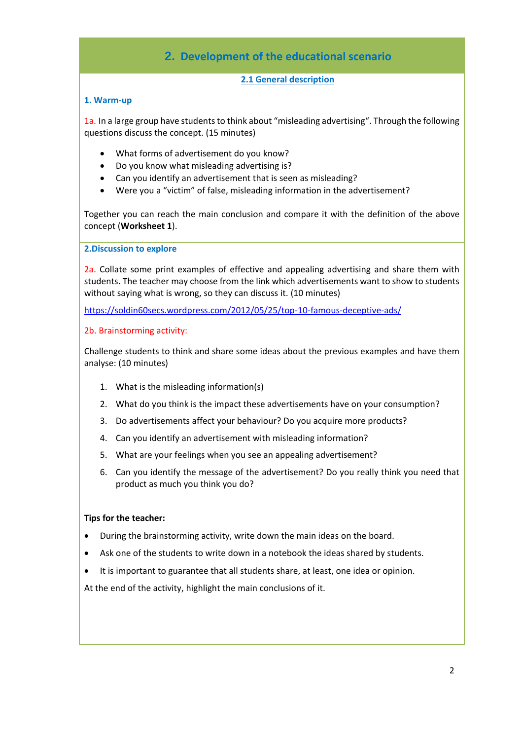## 2. Development of the educational scenario

### 2.1 General description

### 1. Warm-up

1a. In a large group have students to think about "misleading advertising". Through the following questions discuss the concept. (15 minutes)

- What forms of advertisement do you know?
- Do you know what misleading advertising is?
- Can you identify an advertisement that is seen as misleading?
- Were you a "victim" of false, misleading information in the advertisement?

Together you can reach the main conclusion and compare it with the definition of the above concept (**Worksheet 1**).

### 2.Discussion to explore

2a. Collate some print examples of effective and appealing advertising and share them with students. The teacher may choose from the link which advertisements want to show to students without saying what is wrong, so they can discuss it. (10 minutes)

https://soldin60secs.wordpress.com/2012/05/25/top-10-famous-deceptive-ads/

2b. Brainstorming activity:

Challenge students to think and share some ideas about the previous examples and have them analyse: (10 minutes)

1. What is the misleading information(s)
2. What do you think is the impact these advertisements have on your consumption?
3. Do advertisements affect your behaviour? Do you acquire more products?
4. Can you identify an advertisement with misleading information?
5. What are your feelings when you see an appealing advertisement?
6. Can you identify the message of the advertisement? Do you really think you need that product as much you think you do?

**Tips for the teacher:**

- During the brainstorming activity, write down the main ideas on the board.
- Ask one of the students to write down in a notebook the ideas shared by students.
- It is important to guarantee that all students share, at least, one idea or opinion.

At the end of the activity, highlight the main conclusions of it.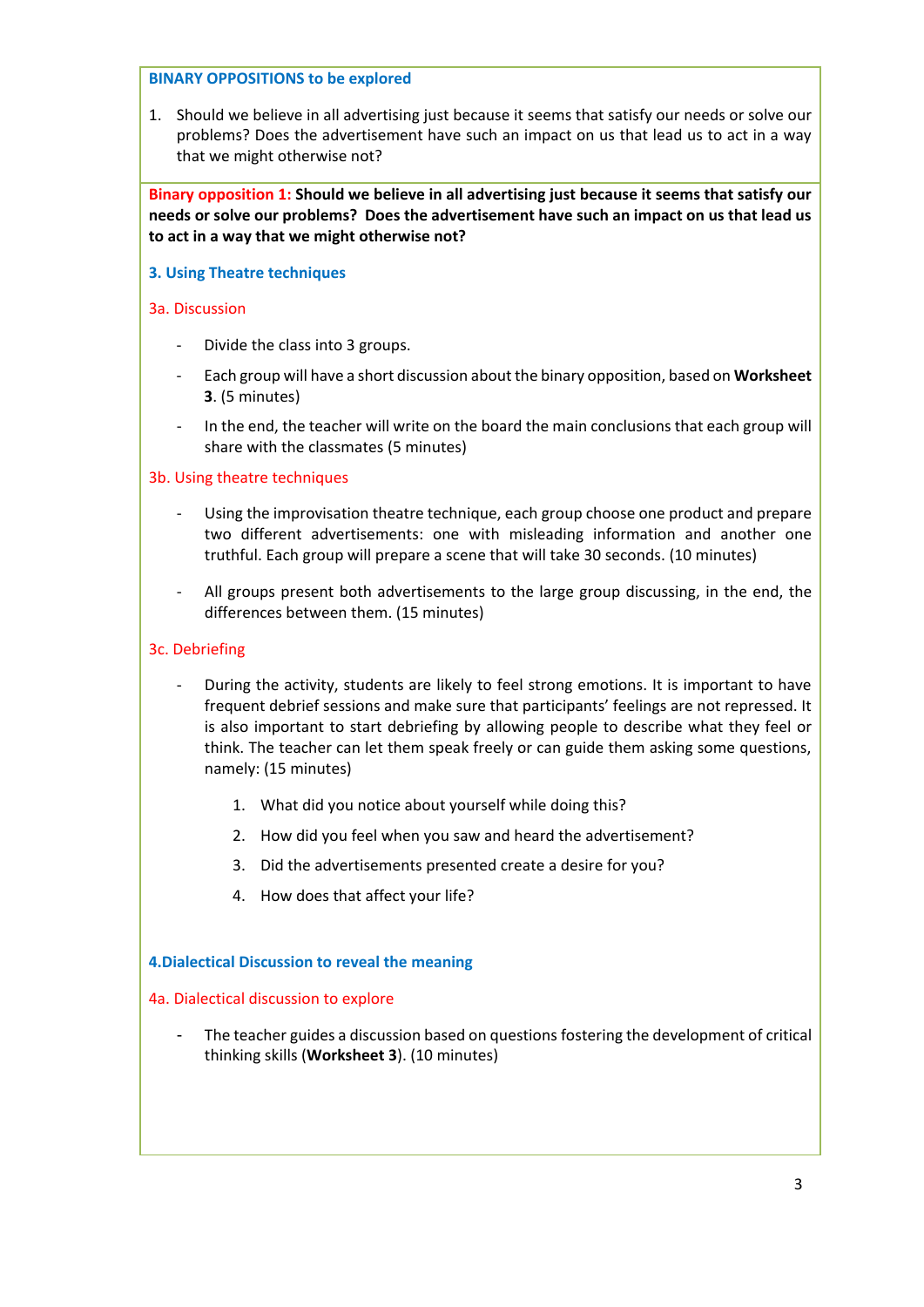**BINARY OPPOSITIONS to be explored**

1. Should we believe in all advertising just because it seems that satisfy our needs or solve our problems? Does the advertisement have such an impact on us that lead us to act in a way that we might otherwise not?

**Binary opposition 1: Should we believe in all advertising just because it seems that satisfy our needs or solve our problems? Does the advertisement have such an impact on us that lead us to act in a way that we might otherwise not?**

### 3. Using Theatre techniques

#### 3a. Discussion

- Divide the class into 3 groups.
- Each group will have a short discussion about the binary opposition, based on **Worksheet 3**. (5 minutes)
- In the end, the teacher will write on the board the main conclusions that each group will share with the classmates (5 minutes)

#### 3b. Using theatre techniques

- Using the improvisation theatre technique, each group choose one product and prepare two different advertisements: one with misleading information and another one truthful. Each group will prepare a scene that will take 30 seconds. (10 minutes)
- All groups present both advertisements to the large group discussing, in the end, the differences between them. (15 minutes)

#### 3c. Debriefing

- During the activity, students are likely to feel strong emotions. It is important to have frequent debrief sessions and make sure that participants' feelings are not repressed. It is also important to start debriefing by allowing people to describe what they feel or think. The teacher can let them speak freely or can guide them asking some questions, namely: (15 minutes)
    1. What did you notice about yourself while doing this?
    2. How did you feel when you saw and heard the advertisement?
    3. Did the advertisements presented create a desire for you?
    4. How does that affect your life?

### 4. Dialectical Discussion to reveal the meaning

#### 4a. Dialectical discussion to explore

- The teacher guides a discussion based on questions fostering the development of critical thinking skills (**Worksheet 3**). (10 minutes)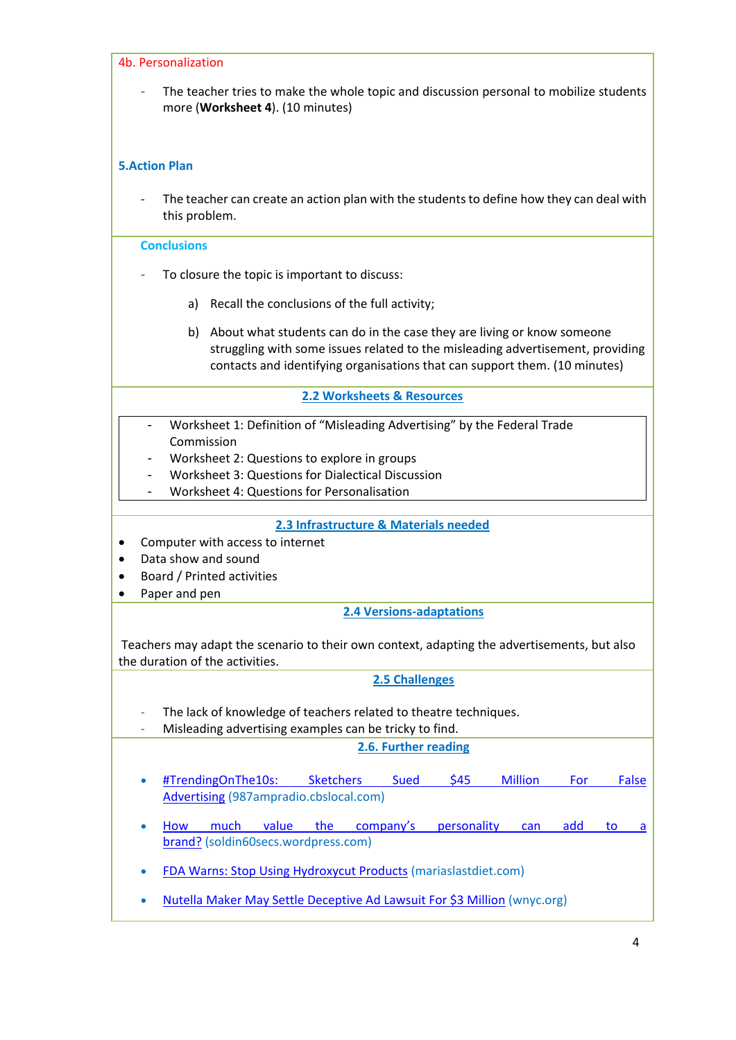4b. Personalization

- The teacher tries to make the whole topic and discussion personal to mobilize students more (**Worksheet 4**). (10 minutes)

**5.Action Plan**

- The teacher can create an action plan with the students to define how they can deal with this problem.

**Conclusions**

- To closure the topic is important to discuss:

  a) Recall the conclusions of the full activity;

  b) About what students can do in the case they are living or know someone struggling with some issues related to the misleading advertisement, providing contacts and identifying organisations that can support them. (10 minutes)

## 2.2 Worksheets & Resources

- Worksheet 1: Definition of "Misleading Advertising" by the Federal Trade Commission
- Worksheet 2: Questions to explore in groups
- Worksheet 3: Questions for Dialectical Discussion
- Worksheet 4: Questions for Personalisation

## 2.3 Infrastructure & Materials needed

- Computer with access to internet
- Data show and sound
- Board / Printed activities
- Paper and pen

## 2.4 Versions-adaptations

Teachers may adapt the scenario to their own context, adapting the advertisements, but also the duration of the activities.

## 2.5 Challenges

- The lack of knowledge of teachers related to theatre techniques.
- Misleading advertising examples can be tricky to find.

## 2.6. Further reading

- #TrendingOnThe10s: Sketchers Sued $45 Million For False Advertising (987ampradio.cbslocal.com)
- How much value the company's personality can add to a brand? (soldin60secs.wordpress.com)
- FDA Warns: Stop Using Hydroxycut Products (mariaslastdiet.com)
- Nutella Maker May Settle Deceptive Ad Lawsuit For $3 Million (wnyc.org)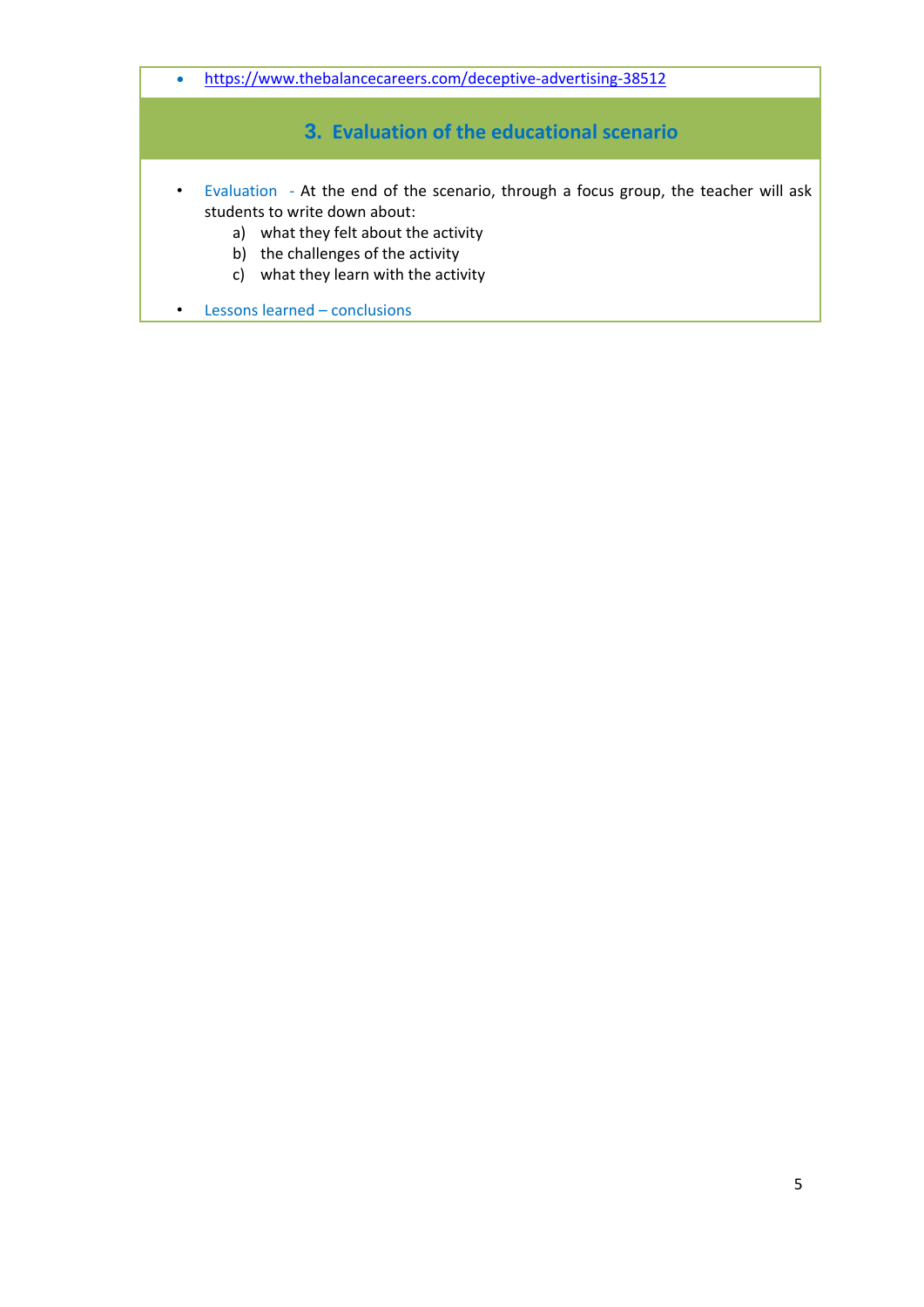- https://www.thebalancecareers.com/deceptive-advertising-38512

## 3. Evaluation of the educational scenario

- Evaluation - At the end of the scenario, through a focus group, the teacher will ask students to write down about:
  a) what they felt about the activity
  b) the challenges of the activity
  c) what they learn with the activity
- Lessons learned – conclusions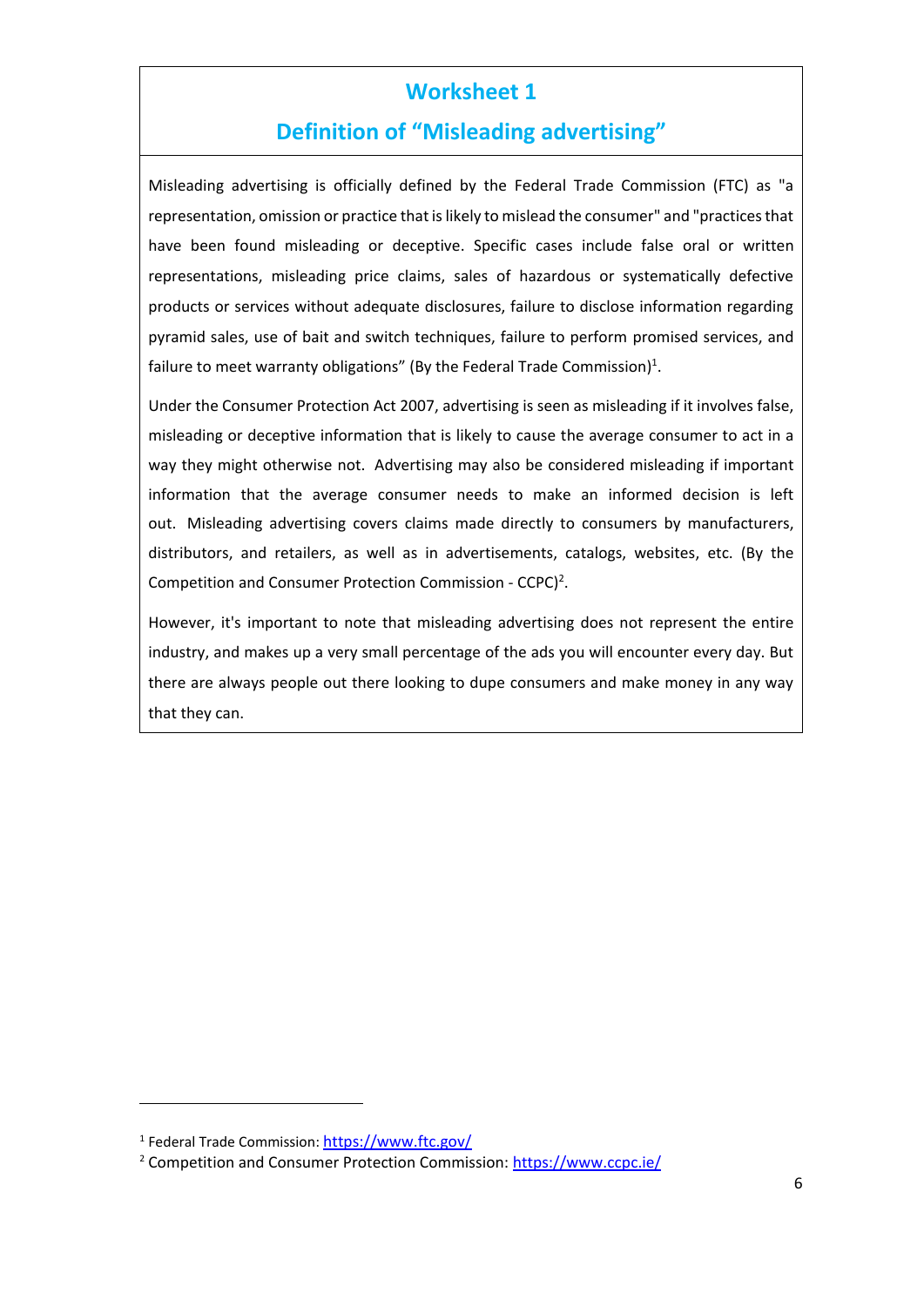# Worksheet 1

## Definition of "Misleading advertising"

Misleading advertising is officially defined by the Federal Trade Commission (FTC) as "a representation, omission or practice that is likely to mislead the consumer" and "practices that have been found misleading or deceptive. Specific cases include false oral or written representations, misleading price claims, sales of hazardous or systematically defective products or services without adequate disclosures, failure to disclose information regarding pyramid sales, use of bait and switch techniques, failure to perform promised services, and failure to meet warranty obligations" (By the Federal Trade Commission)[1].

Under the Consumer Protection Act 2007, advertising is seen as misleading if it involves false, misleading or deceptive information that is likely to cause the average consumer to act in a way they might otherwise not. Advertising may also be considered misleading if important information that the average consumer needs to make an informed decision is left out. Misleading advertising covers claims made directly to consumers by manufacturers, distributors, and retailers, as well as in advertisements, catalogs, websites, etc. (By the Competition and Consumer Protection Commission - CCPC)[2].

However, it's important to note that misleading advertising does not represent the entire industry, and makes up a very small percentage of the ads you will encounter every day. But there are always people out there looking to dupe consumers and make money in any way that they can.

[1] Federal Trade Commission: https://www.ftc.gov/

[2] Competition and Consumer Protection Commission: https://www.ccpc.ie/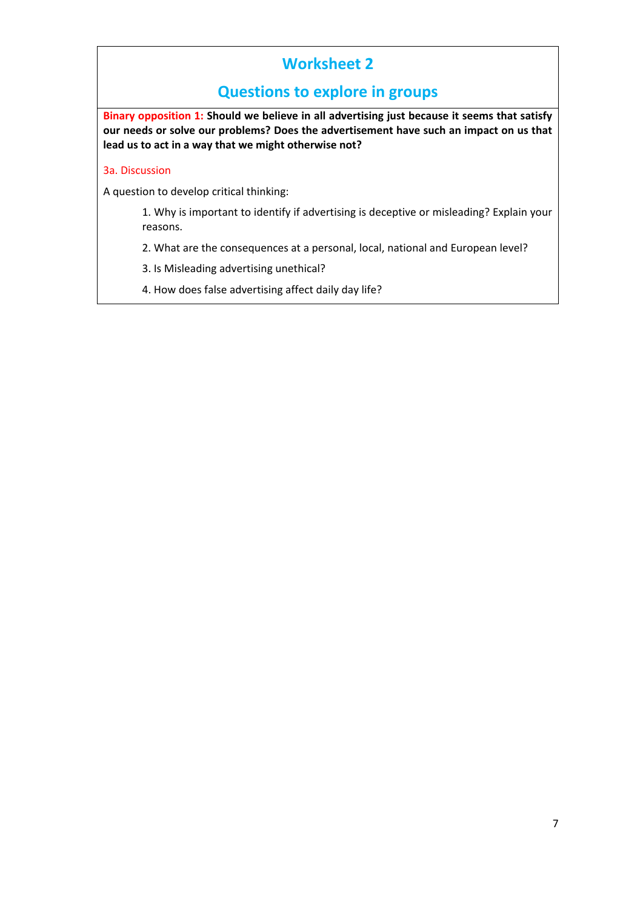# Worksheet 2

## Questions to explore in groups

**Binary opposition 1: Should we believe in all advertising just because it seems that satisfy our needs or solve our problems? Does the advertisement have such an impact on us that lead us to act in a way that we might otherwise not?**

3a. Discussion

A question to develop critical thinking:

1. Why is important to identify if advertising is deceptive or misleading? Explain your reasons.
2. What are the consequences at a personal, local, national and European level?
3. Is Misleading advertising unethical?
4. How does false advertising affect daily day life?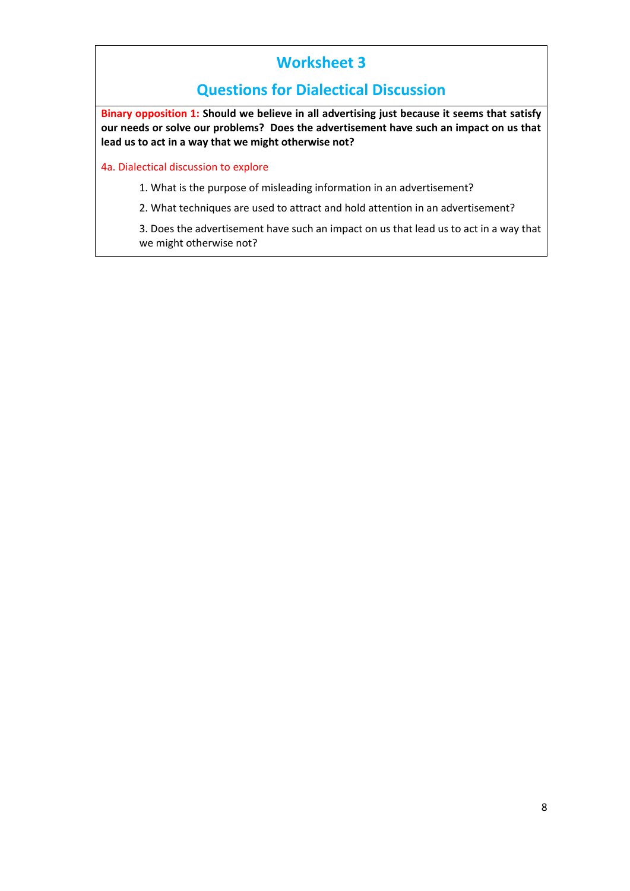# Worksheet 3

## Questions for Dialectical Discussion

**Binary opposition 1: Should we believe in all advertising just because it seems that satisfy our needs or solve our problems? Does the advertisement have such an impact on us that lead us to act in a way that we might otherwise not?**

4a. Dialectical discussion to explore

1. What is the purpose of misleading information in an advertisement?
2. What techniques are used to attract and hold attention in an advertisement?
3. Does the advertisement have such an impact on us that lead us to act in a way that we might otherwise not?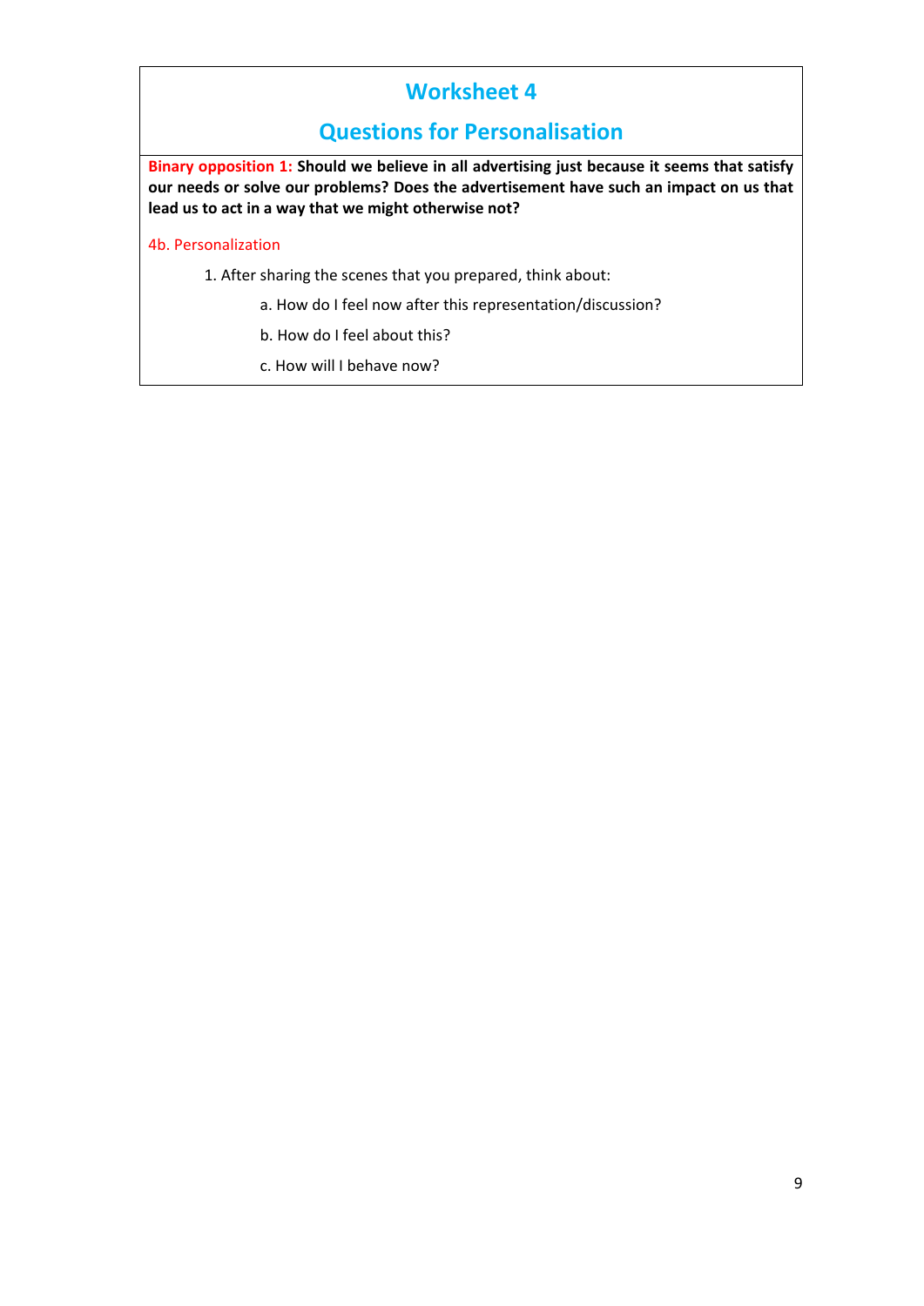# Worksheet 4

## Questions for Personalisation

**Binary opposition 1: Should we believe in all advertising just because it seems that satisfy our needs or solve our problems? Does the advertisement have such an impact on us that lead us to act in a way that we might otherwise not?**

4b. Personalization

1. After sharing the scenes that you prepared, think about:

   a. How do I feel now after this representation/discussion?

   b. How do I feel about this?

   c. How will I behave now?